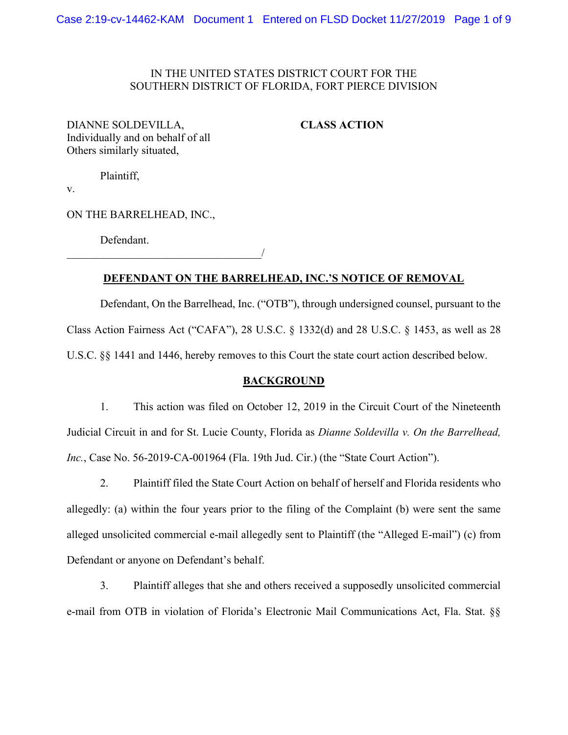IN THE UNITED STATES DISTRICT COURT FOR THE
SOUTHERN DISTRICT OF FLORIDA, FORT PIERCE DIVISION

DIANNE SOLDEVILLA,
Individually and on behalf of all
Others similarly situated,

**CLASS ACTION**

Plaintiff,

v.

ON THE BARRELHEAD, INC.,

Defendant.

\_\_\_\_\_\_\_\_\_\_\_\_\_\_\_\_\_\_\_\_\_\_\_\_\_\_\_\_\_\_\_\_\_\_\_\_/

**DEFENDANT ON THE BARRELHEAD, INC.'S NOTICE OF REMOVAL**

Defendant, On the Barrelhead, Inc. ("OTB"), through undersigned counsel, pursuant to the Class Action Fairness Act ("CAFA"), 28 U.S.C. § 1332(d) and 28 U.S.C. § 1453, as well as 28 U.S.C. §§ 1441 and 1446, hereby removes to this Court the state court action described below.

**BACKGROUND**

1. This action was filed on October 12, 2019 in the Circuit Court of the Nineteenth Judicial Circuit in and for St. Lucie County, Florida as *Dianne Soldevilla v. On the Barrelhead, Inc.*, Case No. 56-2019-CA-001964 (Fla. 19th Jud. Cir.) (the "State Court Action").

2. Plaintiff filed the State Court Action on behalf of herself and Florida residents who allegedly: (a) within the four years prior to the filing of the Complaint (b) were sent the same alleged unsolicited commercial e-mail allegedly sent to Plaintiff (the "Alleged E-mail") (c) from Defendant or anyone on Defendant's behalf.

3. Plaintiff alleges that she and others received a supposedly unsolicited commercial e-mail from OTB in violation of Florida's Electronic Mail Communications Act, Fla. Stat. §§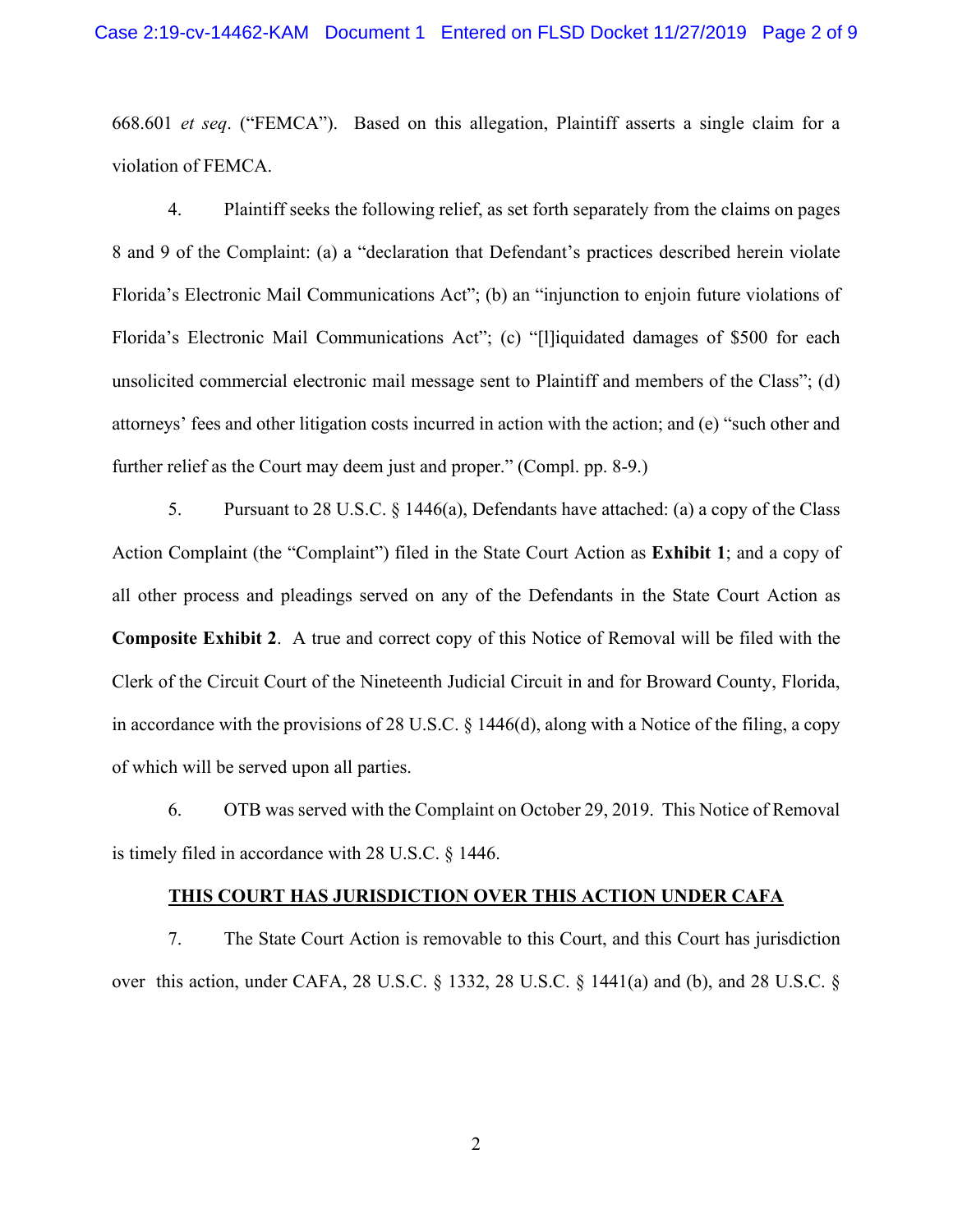668.601 *et seq*. ("FEMCA"). Based on this allegation, Plaintiff asserts a single claim for a violation of FEMCA.

4. Plaintiff seeks the following relief, as set forth separately from the claims on pages 8 and 9 of the Complaint: (a) a "declaration that Defendant's practices described herein violate Florida's Electronic Mail Communications Act"; (b) an "injunction to enjoin future violations of Florida's Electronic Mail Communications Act"; (c) "[l]iquidated damages of $500 for each unsolicited commercial electronic mail message sent to Plaintiff and members of the Class"; (d) attorneys' fees and other litigation costs incurred in action with the action; and (e) "such other and further relief as the Court may deem just and proper." (Compl. pp. 8-9.)

5. Pursuant to 28 U.S.C. § 1446(a), Defendants have attached: (a) a copy of the Class Action Complaint (the "Complaint") filed in the State Court Action as **Exhibit 1**; and a copy of all other process and pleadings served on any of the Defendants in the State Court Action as **Composite Exhibit 2**. A true and correct copy of this Notice of Removal will be filed with the Clerk of the Circuit Court of the Nineteenth Judicial Circuit in and for Broward County, Florida, in accordance with the provisions of 28 U.S.C. § 1446(d), along with a Notice of the filing, a copy of which will be served upon all parties.

6. OTB was served with the Complaint on October 29, 2019. This Notice of Removal is timely filed in accordance with 28 U.S.C. § 1446.

**THIS COURT HAS JURISDICTION OVER THIS ACTION UNDER CAFA**

7. The State Court Action is removable to this Court, and this Court has jurisdiction over this action, under CAFA, 28 U.S.C. § 1332, 28 U.S.C. § 1441(a) and (b), and 28 U.S.C. §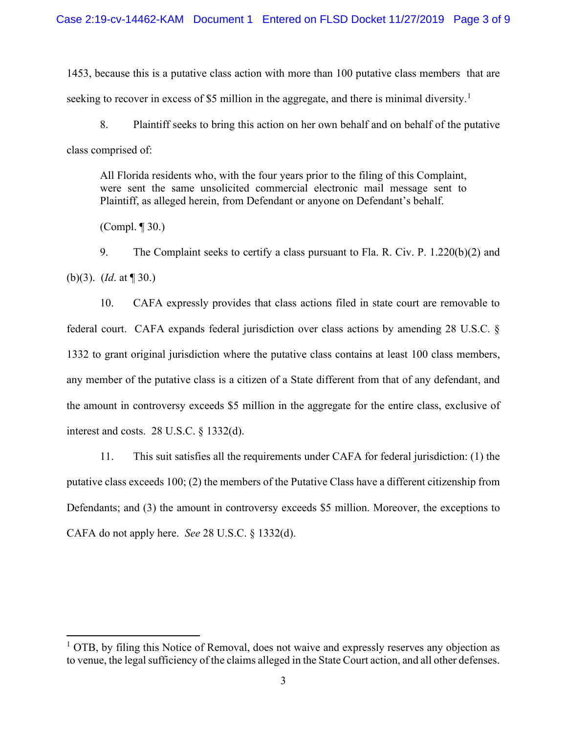1453, because this is a putative class action with more than 100 putative class members that are seeking to recover in excess of $5 million in the aggregate, and there is minimal diversity.[1]

8. Plaintiff seeks to bring this action on her own behalf and on behalf of the putative class comprised of:

> All Florida residents who, with the four years prior to the filing of this Complaint, were sent the same unsolicited commercial electronic mail message sent to Plaintiff, as alleged herein, from Defendant or anyone on Defendant's behalf.

(Compl. ¶ 30.)

9. The Complaint seeks to certify a class pursuant to Fla. R. Civ. P. 1.220(b)(2) and (b)(3). (*Id*. at ¶ 30.)

10. CAFA expressly provides that class actions filed in state court are removable to federal court. CAFA expands federal jurisdiction over class actions by amending 28 U.S.C. § 1332 to grant original jurisdiction where the putative class contains at least 100 class members, any member of the putative class is a citizen of a State different from that of any defendant, and the amount in controversy exceeds $5 million in the aggregate for the entire class, exclusive of interest and costs. 28 U.S.C. § 1332(d).

11. This suit satisfies all the requirements under CAFA for federal jurisdiction: (1) the putative class exceeds 100; (2) the members of the Putative Class have a different citizenship from Defendants; and (3) the amount in controversy exceeds $5 million. Moreover, the exceptions to CAFA do not apply here. *See* 28 U.S.C. § 1332(d).

---

[1] OTB, by filing this Notice of Removal, does not waive and expressly reserves any objection as to venue, the legal sufficiency of the claims alleged in the State Court action, and all other defenses.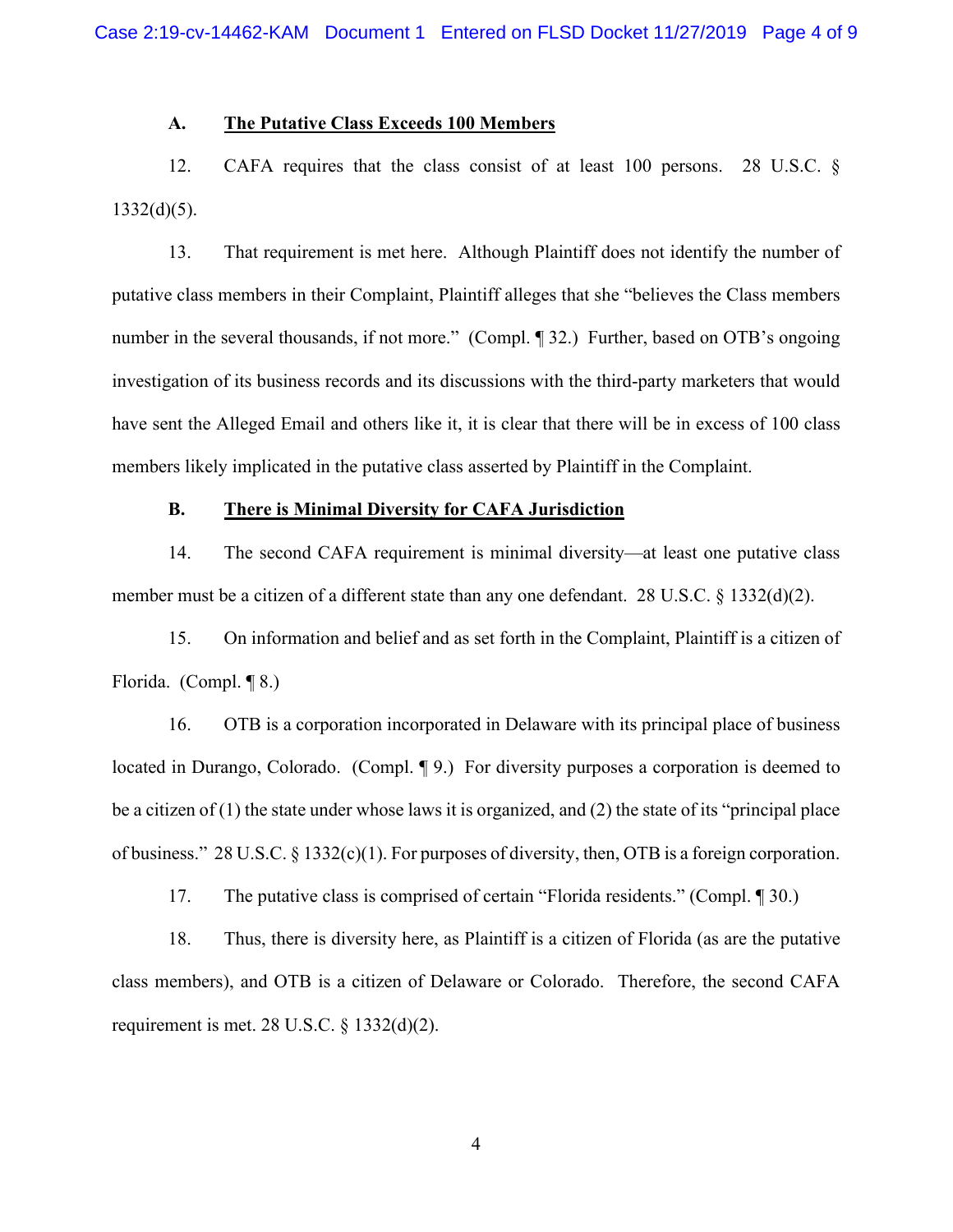### A. The Putative Class Exceeds 100 Members

12. CAFA requires that the class consist of at least 100 persons. 28 U.S.C. § 1332(d)(5).

13. That requirement is met here. Although Plaintiff does not identify the number of putative class members in their Complaint, Plaintiff alleges that she "believes the Class members number in the several thousands, if not more." (Compl. ¶ 32.) Further, based on OTB's ongoing investigation of its business records and its discussions with the third-party marketers that would have sent the Alleged Email and others like it, it is clear that there will be in excess of 100 class members likely implicated in the putative class asserted by Plaintiff in the Complaint.

### B. There is Minimal Diversity for CAFA Jurisdiction

14. The second CAFA requirement is minimal diversity—at least one putative class member must be a citizen of a different state than any one defendant. 28 U.S.C. § 1332(d)(2).

15. On information and belief and as set forth in the Complaint, Plaintiff is a citizen of Florida. (Compl. ¶ 8.)

16. OTB is a corporation incorporated in Delaware with its principal place of business located in Durango, Colorado. (Compl. ¶ 9.) For diversity purposes a corporation is deemed to be a citizen of (1) the state under whose laws it is organized, and (2) the state of its "principal place of business." 28 U.S.C. § 1332(c)(1). For purposes of diversity, then, OTB is a foreign corporation.

17. The putative class is comprised of certain "Florida residents." (Compl. ¶ 30.)

18. Thus, there is diversity here, as Plaintiff is a citizen of Florida (as are the putative class members), and OTB is a citizen of Delaware or Colorado. Therefore, the second CAFA requirement is met. 28 U.S.C. § 1332(d)(2).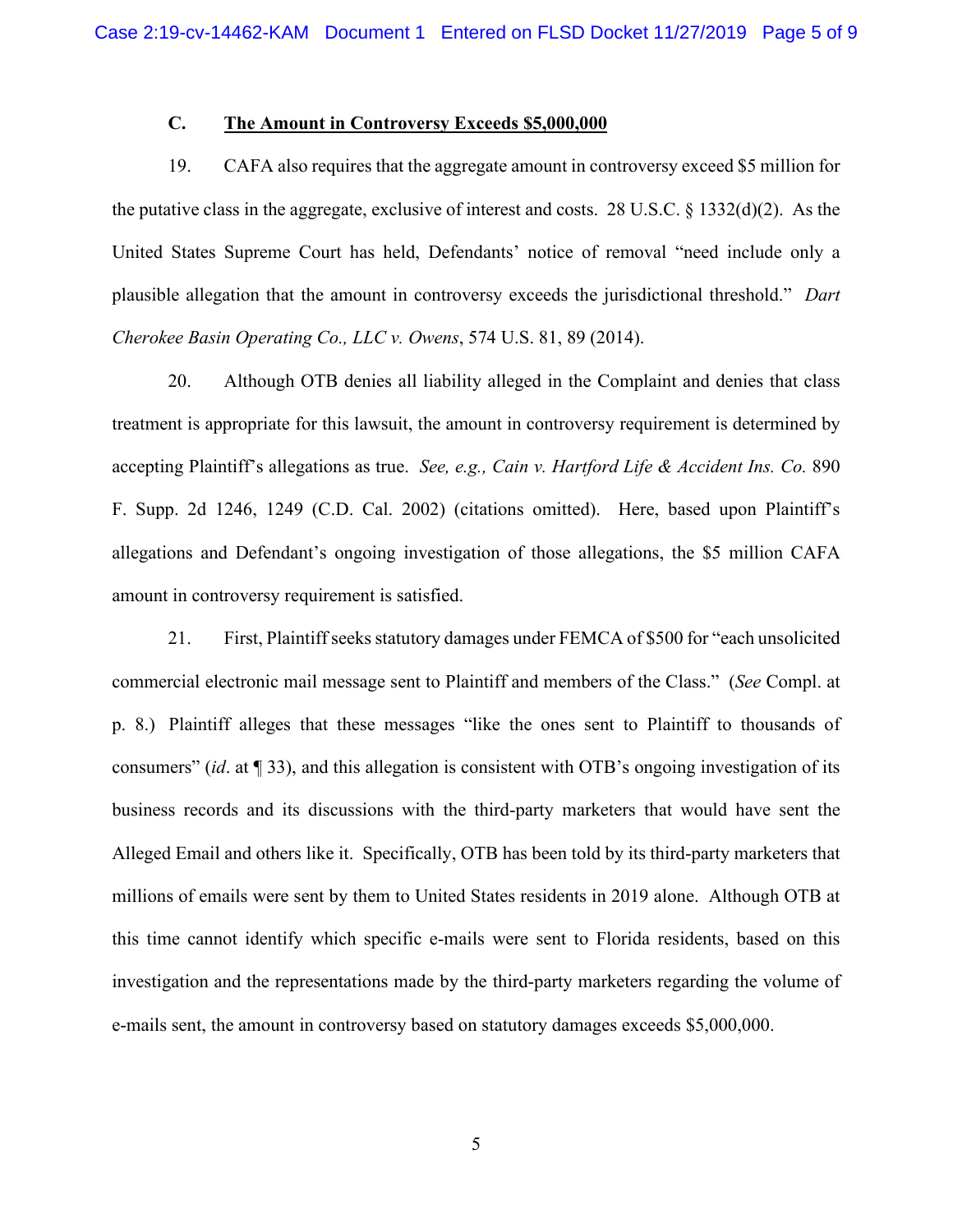### C. The Amount in Controversy Exceeds $5,000,000

19. CAFA also requires that the aggregate amount in controversy exceed $5 million for the putative class in the aggregate, exclusive of interest and costs. 28 U.S.C. § 1332(d)(2). As the United States Supreme Court has held, Defendants' notice of removal "need include only a plausible allegation that the amount in controversy exceeds the jurisdictional threshold." *Dart Cherokee Basin Operating Co., LLC v. Owens*, 574 U.S. 81, 89 (2014).

20. Although OTB denies all liability alleged in the Complaint and denies that class treatment is appropriate for this lawsuit, the amount in controversy requirement is determined by accepting Plaintiff's allegations as true. *See, e.g., Cain v. Hartford Life & Accident Ins. Co.* 890 F. Supp. 2d 1246, 1249 (C.D. Cal. 2002) (citations omitted). Here, based upon Plaintiff's allegations and Defendant's ongoing investigation of those allegations, the $5 million CAFA amount in controversy requirement is satisfied.

21. First, Plaintiff seeks statutory damages under FEMCA of $500 for "each unsolicited commercial electronic mail message sent to Plaintiff and members of the Class." (*See* Compl. at p. 8.) Plaintiff alleges that these messages "like the ones sent to Plaintiff to thousands of consumers" (*id*. at ¶ 33), and this allegation is consistent with OTB's ongoing investigation of its business records and its discussions with the third-party marketers that would have sent the Alleged Email and others like it. Specifically, OTB has been told by its third-party marketers that millions of emails were sent by them to United States residents in 2019 alone. Although OTB at this time cannot identify which specific e-mails were sent to Florida residents, based on this investigation and the representations made by the third-party marketers regarding the volume of e-mails sent, the amount in controversy based on statutory damages exceeds $5,000,000.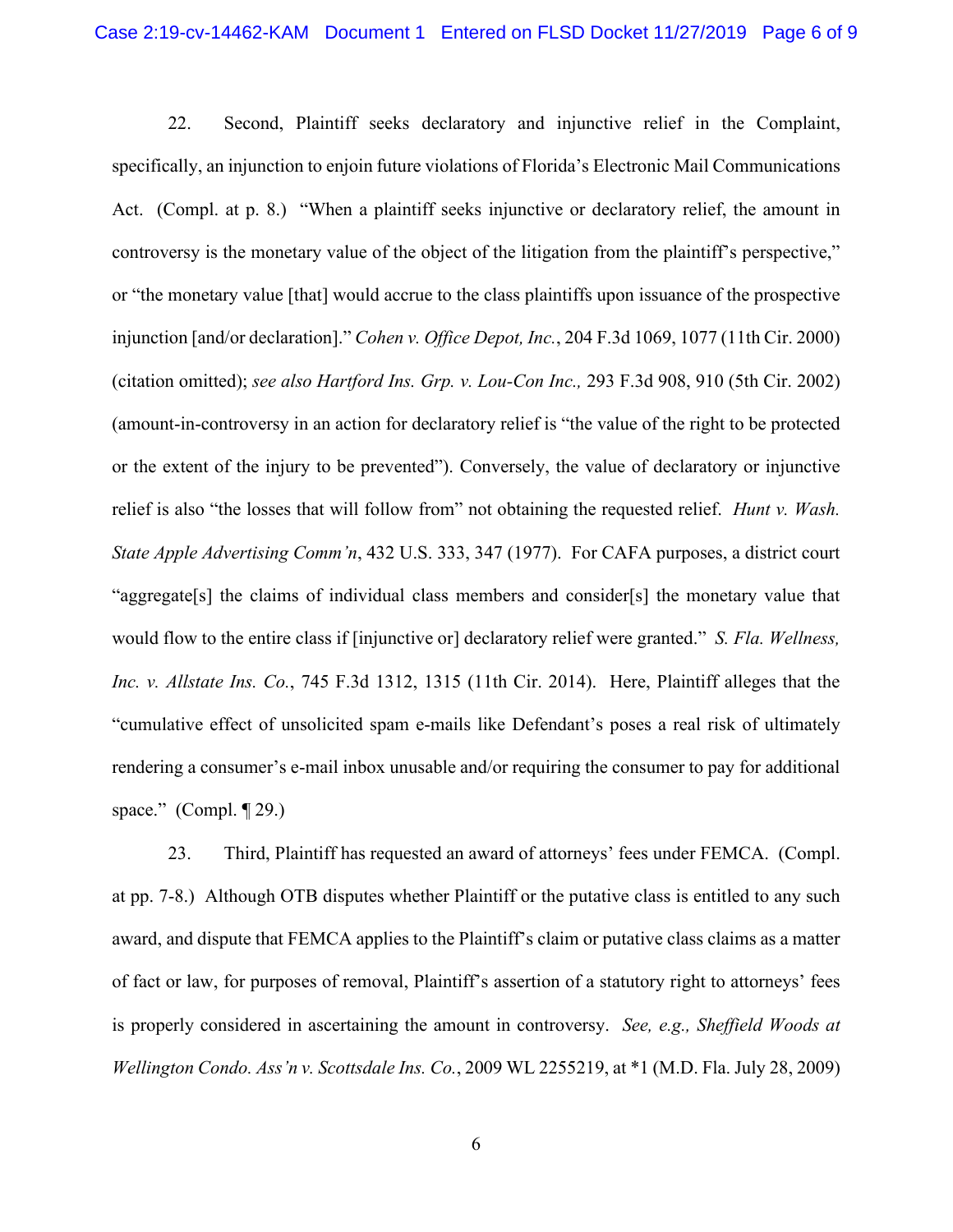22. Second, Plaintiff seeks declaratory and injunctive relief in the Complaint, specifically, an injunction to enjoin future violations of Florida's Electronic Mail Communications Act. (Compl. at p. 8.) "When a plaintiff seeks injunctive or declaratory relief, the amount in controversy is the monetary value of the object of the litigation from the plaintiff's perspective," or "the monetary value [that] would accrue to the class plaintiffs upon issuance of the prospective injunction [and/or declaration]." *Cohen v. Office Depot, Inc.*, 204 F.3d 1069, 1077 (11th Cir. 2000) (citation omitted); *see also Hartford Ins. Grp. v. Lou-Con Inc.,* 293 F.3d 908, 910 (5th Cir. 2002) (amount-in-controversy in an action for declaratory relief is "the value of the right to be protected or the extent of the injury to be prevented"). Conversely, the value of declaratory or injunctive relief is also "the losses that will follow from" not obtaining the requested relief. *Hunt v. Wash. State Apple Advertising Comm'n*, 432 U.S. 333, 347 (1977). For CAFA purposes, a district court "aggregate[s] the claims of individual class members and consider[s] the monetary value that would flow to the entire class if [injunctive or] declaratory relief were granted." *S. Fla. Wellness, Inc. v. Allstate Ins. Co.*, 745 F.3d 1312, 1315 (11th Cir. 2014). Here, Plaintiff alleges that the "cumulative effect of unsolicited spam e-mails like Defendant's poses a real risk of ultimately rendering a consumer's e-mail inbox unusable and/or requiring the consumer to pay for additional space." (Compl. ¶ 29.)

23. Third, Plaintiff has requested an award of attorneys' fees under FEMCA. (Compl. at pp. 7-8.) Although OTB disputes whether Plaintiff or the putative class is entitled to any such award, and dispute that FEMCA applies to the Plaintiff's claim or putative class claims as a matter of fact or law, for purposes of removal, Plaintiff's assertion of a statutory right to attorneys' fees is properly considered in ascertaining the amount in controversy. *See, e.g., Sheffield Woods at Wellington Condo. Ass'n v. Scottsdale Ins. Co.*, 2009 WL 2255219, at \*1 (M.D. Fla. July 28, 2009)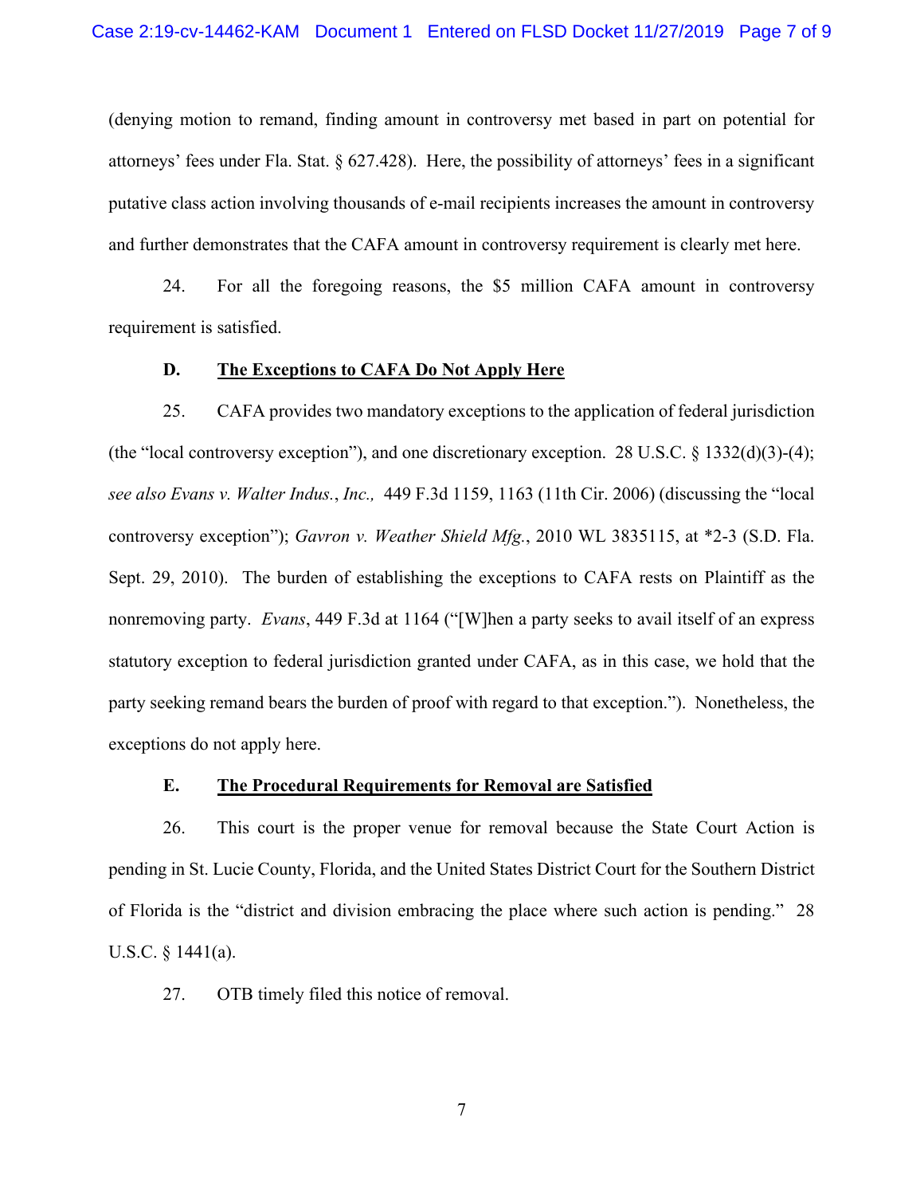(denying motion to remand, finding amount in controversy met based in part on potential for attorneys' fees under Fla. Stat. § 627.428). Here, the possibility of attorneys' fees in a significant putative class action involving thousands of e-mail recipients increases the amount in controversy and further demonstrates that the CAFA amount in controversy requirement is clearly met here.

24. For all the foregoing reasons, the $5 million CAFA amount in controversy requirement is satisfied.

### D. The Exceptions to CAFA Do Not Apply Here

25. CAFA provides two mandatory exceptions to the application of federal jurisdiction (the "local controversy exception"), and one discretionary exception. 28 U.S.C. § 1332(d)(3)-(4); *see also Evans v. Walter Indus.*, *Inc.,* 449 F.3d 1159, 1163 (11th Cir. 2006) (discussing the "local controversy exception"); *Gavron v. Weather Shield Mfg.*, 2010 WL 3835115, at *2-3 (S.D. Fla. Sept. 29, 2010). The burden of establishing the exceptions to CAFA rests on Plaintiff as the nonremoving party. *Evans*, 449 F.3d at 1164 ("[W]hen a party seeks to avail itself of an express statutory exception to federal jurisdiction granted under CAFA, as in this case, we hold that the party seeking remand bears the burden of proof with regard to that exception."). Nonetheless, the exceptions do not apply here.

### E. The Procedural Requirements for Removal are Satisfied

26. This court is the proper venue for removal because the State Court Action is pending in St. Lucie County, Florida, and the United States District Court for the Southern District of Florida is the "district and division embracing the place where such action is pending." 28 U.S.C. § 1441(a).

27. OTB timely filed this notice of removal.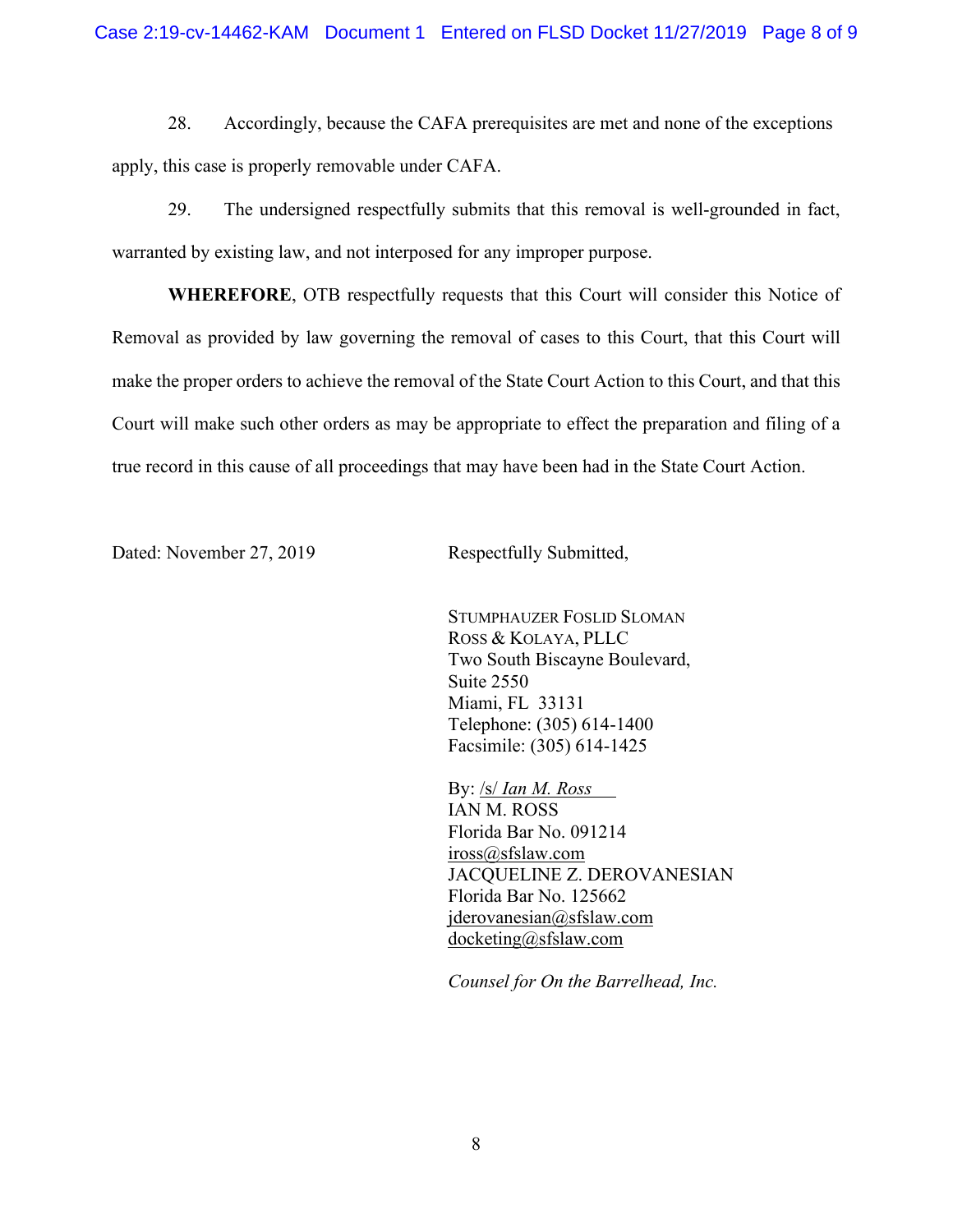28. Accordingly, because the CAFA prerequisites are met and none of the exceptions apply, this case is properly removable under CAFA.

29. The undersigned respectfully submits that this removal is well-grounded in fact, warranted by existing law, and not interposed for any improper purpose.

**WHEREFORE**, OTB respectfully requests that this Court will consider this Notice of Removal as provided by law governing the removal of cases to this Court, that this Court will make the proper orders to achieve the removal of the State Court Action to this Court, and that this Court will make such other orders as may be appropriate to effect the preparation and filing of a true record in this cause of all proceedings that may have been had in the State Court Action.

Dated: November 27, 2019

Respectfully Submitted,

STUMPHAUZER FOSLID SLOMAN ROSS & KOLAYA, PLLC
Two South Biscayne Boulevard,
Suite 2550
Miami, FL 33131
Telephone: (305) 614-1400
Facsimile: (305) 614-1425

By: /s/ *Ian M. Ross*
IAN M. ROSS
Florida Bar No. 091214
iross@sfslaw.com
JACQUELINE Z. DEROVANESIAN
Florida Bar No. 125662
jderovanesian@sfslaw.com
docketing@sfslaw.com

*Counsel for On the Barrelhead, Inc.*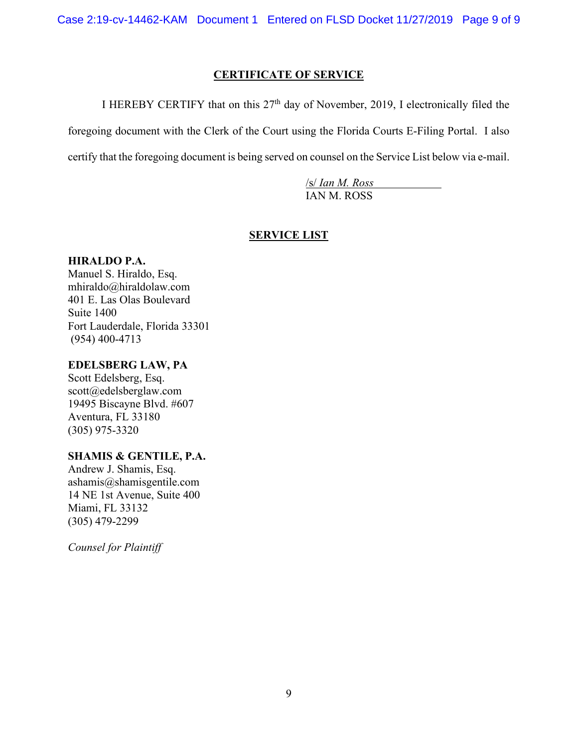## CERTIFICATE OF SERVICE

I HEREBY CERTIFY that on this 27th day of November, 2019, I electronically filed the foregoing document with the Clerk of the Court using the Florida Courts E-Filing Portal. I also certify that the foregoing document is being served on counsel on the Service List below via e-mail.

/s/ *Ian M. Ross*
IAN M. ROSS

## SERVICE LIST

**HIRALDO P.A.**
Manuel S. Hiraldo, Esq.
mhiraldo@hiraldolaw.com
401 E. Las Olas Boulevard
Suite 1400
Fort Lauderdale, Florida 33301
(954) 400-4713

**EDELSBERG LAW, PA**
Scott Edelsberg, Esq.
scott@edelsberglaw.com
19495 Biscayne Blvd. #607
Aventura, FL 33180
(305) 975-3320

**SHAMIS & GENTILE, P.A.**
Andrew J. Shamis, Esq.
ashamis@shamisgentile.com
14 NE 1st Avenue, Suite 400
Miami, FL 33132
(305) 479-2299

*Counsel for Plaintiff*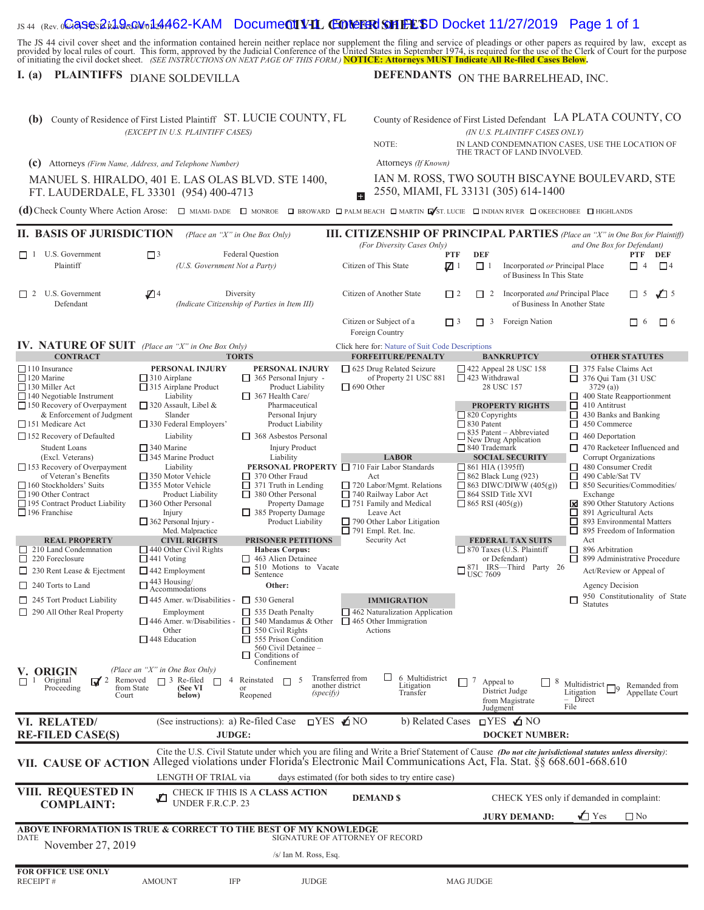JS 44 (Rev. 06/17) FLSD Revised 06/01/2017 **CIVIL COVER SHEET**

The JS 44 civil cover sheet and the information contained herein neither replace nor supplement the filing and service of pleadings or other papers as required by law, except as provided by local rules of court. This form, approved by the Judicial Conference of the United States in September 1974, is required for the use of the Clerk of Court for the purpose of initiating the civil docket sheet. *(SEE INSTRUCTIONS ON NEXT PAGE OF THIS FORM.)* **NOTICE: Attorneys MUST Indicate All Re-filed Cases Below.**

## I. (a) PLAINTIFFS

DIANE SOLDEVILLA

## DEFENDANTS

ON THE BARRELHEAD, INC.

**(b)** County of Residence of First Listed Plaintiff ST. LUCIE COUNTY, FL
*(EXCEPT IN U.S. PLAINTIFF CASES)*

County of Residence of First Listed Defendant LA PLATA COUNTY, CO
*(IN U.S. PLAINTIFF CASES ONLY)*

NOTE: IN LAND CONDEMNATION CASES, USE THE LOCATION OF THE TRACT OF LAND INVOLVED.

**(c)** Attorneys *(Firm Name, Address, and Telephone Number)*

MANUEL S. HIRALDO, 401 E. LAS OLAS BLVD. STE 1400, FT. LAUDERDALE, FL 33301 (954) 400-4713

Attorneys *(If Known)*

IAN M. ROSS, TWO SOUTH BISCAYNE BOULEVARD, STE 2550, MIAMI, FL 33131 (305) 614-1400

**(d)** Check County Where Action Arose: ☐ MIAMI-DADE ☐ MONROE ☐ BROWARD ☐ PALM BEACH ☐ MARTIN ☑ ST. LUCIE ☐ INDIAN RIVER ☐ OKEECHOBEE ☐ HIGHLANDS

## II. BASIS OF JURISDICTION *(Place an "X" in One Box Only)*

- ☐ 1 U.S. Government Plaintiff
- ☐ 3 Federal Question *(U.S. Government Not a Party)*
- ☐ 2 U.S. Government Defendant
- ☑ 4 Diversity *(Indicate Citizenship of Parties in Item III)*

## III. CITIZENSHIP OF PRINCIPAL PARTIES *(Place an "X" in One Box for Plaintiff and One Box for Defendant)* *(For Diversity Cases Only)*

| | PTF | DEF | | PTF | DEF |
|---|---|---|---|---|---|
| Citizen of This State | ☑ 1 | ☐ 1 | Incorporated *or* Principal Place of Business In This State | ☐ 4 | ☐ 4 |
| Citizen of Another State | ☐ 2 | ☐ 2 | Incorporated *and* Principal Place of Business In Another State | ☐ 5 | ☑ 5 |
| Citizen or Subject of a Foreign Country | ☐ 3 | ☐ 3 | Foreign Nation | ☐ 6 | ☐ 6 |

## IV. NATURE OF SUIT *(Place an "X" in One Box Only)*

Click here for: Nature of Suit Code Descriptions

**CONTRACT**
- ☐ 110 Insurance
- ☐ 120 Marine
- ☐ 130 Miller Act
- ☐ 140 Negotiable Instrument
- ☐ 150 Recovery of Overpayment & Enforcement of Judgment
- ☐ 151 Medicare Act
- ☐ 152 Recovery of Defaulted Student Loans (Excl. Veterans)
- ☐ 153 Recovery of Overpayment of Veteran's Benefits
- ☐ 160 Stockholders' Suits
- ☐ 190 Other Contract
- ☐ 195 Contract Product Liability
- ☐ 196 Franchise

**REAL PROPERTY**
- ☐ 210 Land Condemnation
- ☐ 220 Foreclosure
- ☐ 230 Rent Lease & Ejectment
- ☐ 240 Torts to Land
- ☐ 245 Tort Product Liability
- ☐ 290 All Other Real Property

**TORTS**

PERSONAL INJURY
- ☐ 310 Airplane
- ☐ 315 Airplane Product Liability
- ☐ 320 Assault, Libel & Slander
- ☐ 330 Federal Employers' Liability
- ☐ 340 Marine
- ☐ 345 Marine Product Liability
- ☐ 350 Motor Vehicle
- ☐ 355 Motor Vehicle Product Liability
- ☐ 360 Other Personal Injury
- ☐ 362 Personal Injury - Med. Malpractice

PERSONAL INJURY
- ☐ 365 Personal Injury - Product Liability
- ☐ 367 Health Care/ Pharmaceutical Personal Injury Product Liability
- ☐ 368 Asbestos Personal Injury Product Liability

PERSONAL PROPERTY
- ☐ 370 Other Fraud
- ☐ 371 Truth in Lending
- ☐ 380 Other Personal Property Damage
- ☐ 385 Property Damage Product Liability

**CIVIL RIGHTS**
- ☐ 440 Other Civil Rights
- ☐ 441 Voting
- ☐ 442 Employment
- ☐ 443 Housing/ Accommodations
- ☐ 445 Amer. w/Disabilities - Employment
- ☐ 446 Amer. w/Disabilities - Other
- ☐ 448 Education

**PRISONER PETITIONS**

Habeas Corpus:
- ☐ 463 Alien Detainee
- ☐ 510 Motions to Vacate Sentence

Other:
- ☐ 530 General
- ☐ 535 Death Penalty
- ☐ 540 Mandamus & Other
- ☐ 550 Civil Rights
- ☐ 555 Prison Condition
- ☐ 560 Civil Detainee – Conditions of Confinement

**FORFEITURE/PENALTY**
- ☐ 625 Drug Related Seizure of Property 21 USC 881
- ☐ 690 Other

**LABOR**
- ☐ 710 Fair Labor Standards Act
- ☐ 720 Labor/Mgmt. Relations
- ☐ 740 Railway Labor Act
- ☐ 751 Family and Medical Leave Act
- ☐ 790 Other Labor Litigation
- ☐ 791 Empl. Ret. Inc. Security Act

**IMMIGRATION**
- ☐ 462 Naturalization Application
- ☐ 465 Other Immigration Actions

**BANKRUPTCY**
- ☐ 422 Appeal 28 USC 158
- ☐ 423 Withdrawal 28 USC 157

**PROPERTY RIGHTS**
- ☐ 820 Copyrights
- ☐ 830 Patent
- ☐ 835 Patent – Abbreviated New Drug Application
- ☐ 840 Trademark

**SOCIAL SECURITY**
- ☐ 861 HIA (1395ff)
- ☐ 862 Black Lung (923)
- ☐ 863 DIWC/DIWW (405(g))
- ☐ 864 SSID Title XVI
- ☐ 865 RSI (405(g))

**FEDERAL TAX SUITS**
- ☐ 870 Taxes (U.S. Plaintiff or Defendant)
- ☐ 871 IRS—Third Party 26 USC 7609

**OTHER STATUTES**
- ☐ 375 False Claims Act
- ☐ 376 Qui Tam (31 USC 3729 (a))
- ☐ 400 State Reapportionment
- ☐ 410 Antitrust
- ☐ 430 Banks and Banking
- ☐ 450 Commerce
- ☐ 460 Deportation
- ☐ 470 Racketeer Influenced and Corrupt Organizations
- ☐ 480 Consumer Credit
- ☐ 490 Cable/Sat TV
- ☐ 850 Securities/Commodities/ Exchange
- ☒ 890 Other Statutory Actions
- ☐ 891 Agricultural Acts
- ☐ 893 Environmental Matters
- ☐ 895 Freedom of Information Act
- ☐ 896 Arbitration
- ☐ 899 Administrative Procedure Act/Review or Appeal of Agency Decision
- ☐ 950 Constitutionality of State Statutes

## V. ORIGIN *(Place an "X" in One Box Only)*

☐ 1 Original Proceeding ☑ 2 Removed from State Court ☐ 3 Re-filed (See VI below) ☐ 4 Reinstated or Reopened ☐ 5 Transferred from another district *(specify)* ☐ 6 Multidistrict Litigation Transfer ☐ 7 Appeal to District Judge from Magistrate Judgment ☐ 8 Multidistrict Litigation – Direct File ☐ 9 Remanded from Appellate Court

## VI. RELATED/ RE-FILED CASE(S)

(See instructions): a) Re-filed Case ☐ YES ☑ NO b) Related Cases ☐ YES ☑ NO

JUDGE: DOCKET NUMBER:

## VII. CAUSE OF ACTION

Cite the U.S. Civil Statute under which you are filing and Write a Brief Statement of Cause *(Do not cite jurisdictional statutes unless diversity)*:
Alleged violations under Florida's Electronic Mail Communications Act, Fla. Stat. §§ 668.601-668.610

LENGTH OF TRIAL via days estimated (for both sides to try entire case)

## VIII. REQUESTED IN COMPLAINT:

☑ CHECK IF THIS IS A CLASS ACTION UNDER F.R.C.P. 23

DEMAND $

CHECK YES only if demanded in complaint:
JURY DEMAND: ☑ Yes ☐ No

**ABOVE INFORMATION IS TRUE & CORRECT TO THE BEST OF MY KNOWLEDGE**

DATE November 27, 2019

SIGNATURE OF ATTORNEY OF RECORD
/s/ Ian M. Ross, Esq.

**FOR OFFICE USE ONLY**
RECEIPT # AMOUNT IFP JUDGE MAG JUDGE